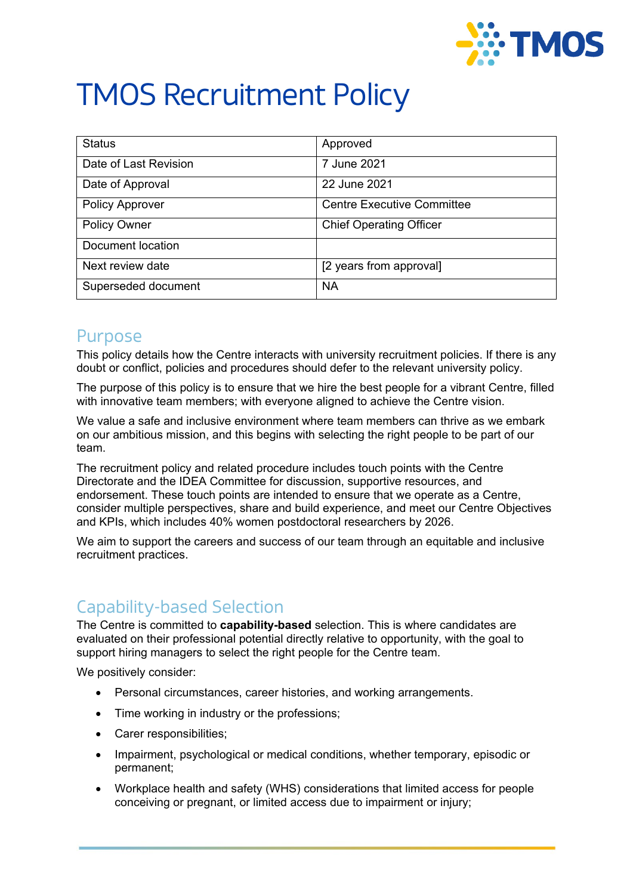# TMOS Recruitment Policy

| Status | Approved |
|---|---|
| Date of Last Revision | 7 June 2021 |
| Date of Approval | 22 June 2021 |
| Policy Approver | Centre Executive Committee |
| Policy Owner | Chief Operating Officer |
| Document location | |
| Next review date | [2 years from approval] |
| Superseded document | NA |

## Purpose

This policy details how the Centre interacts with university recruitment policies. If there is any doubt or conflict, policies and procedures should defer to the relevant university policy.

The purpose of this policy is to ensure that we hire the best people for a vibrant Centre, filled with innovative team members; with everyone aligned to achieve the Centre vision.

We value a safe and inclusive environment where team members can thrive as we embark on our ambitious mission, and this begins with selecting the right people to be part of our team.

The recruitment policy and related procedure includes touch points with the Centre Directorate and the IDEA Committee for discussion, supportive resources, and endorsement. These touch points are intended to ensure that we operate as a Centre, consider multiple perspectives, share and build experience, and meet our Centre Objectives and KPIs, which includes 40% women postdoctoral researchers by 2026.

We aim to support the careers and success of our team through an equitable and inclusive recruitment practices.

## Capability-based Selection

The Centre is committed to **capability-based** selection. This is where candidates are evaluated on their professional potential directly relative to opportunity, with the goal to support hiring managers to select the right people for the Centre team.

We positively consider:

- Personal circumstances, career histories, and working arrangements.
- Time working in industry or the professions;
- Carer responsibilities;
- Impairment, psychological or medical conditions, whether temporary, episodic or permanent;
- Workplace health and safety (WHS) considerations that limited access for people conceiving or pregnant, or limited access due to impairment or injury;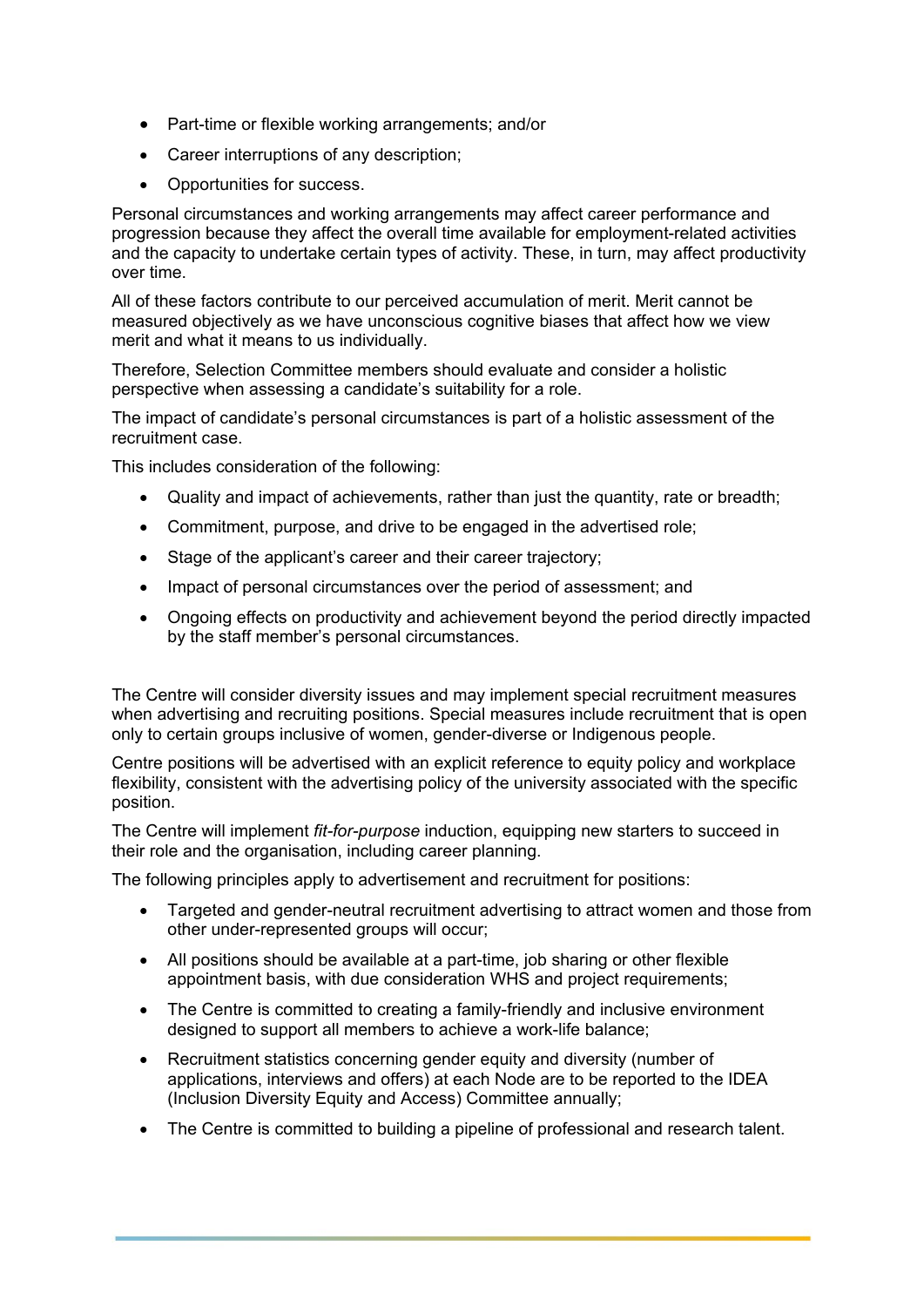- Part-time or flexible working arrangements; and/or
- Career interruptions of any description;
- Opportunities for success.

Personal circumstances and working arrangements may affect career performance and progression because they affect the overall time available for employment-related activities and the capacity to undertake certain types of activity. These, in turn, may affect productivity over time.

All of these factors contribute to our perceived accumulation of merit. Merit cannot be measured objectively as we have unconscious cognitive biases that affect how we view merit and what it means to us individually.

Therefore, Selection Committee members should evaluate and consider a holistic perspective when assessing a candidate's suitability for a role.

The impact of candidate's personal circumstances is part of a holistic assessment of the recruitment case.

This includes consideration of the following:

- Quality and impact of achievements, rather than just the quantity, rate or breadth;
- Commitment, purpose, and drive to be engaged in the advertised role;
- Stage of the applicant's career and their career trajectory;
- Impact of personal circumstances over the period of assessment; and
- Ongoing effects on productivity and achievement beyond the period directly impacted by the staff member's personal circumstances.

The Centre will consider diversity issues and may implement special recruitment measures when advertising and recruiting positions. Special measures include recruitment that is open only to certain groups inclusive of women, gender-diverse or Indigenous people.

Centre positions will be advertised with an explicit reference to equity policy and workplace flexibility, consistent with the advertising policy of the university associated with the specific position.

The Centre will implement *fit-for-purpose* induction, equipping new starters to succeed in their role and the organisation, including career planning.

The following principles apply to advertisement and recruitment for positions:

- Targeted and gender-neutral recruitment advertising to attract women and those from other under-represented groups will occur;
- All positions should be available at a part-time, job sharing or other flexible appointment basis, with due consideration WHS and project requirements;
- The Centre is committed to creating a family-friendly and inclusive environment designed to support all members to achieve a work-life balance;
- Recruitment statistics concerning gender equity and diversity (number of applications, interviews and offers) at each Node are to be reported to the IDEA (Inclusion Diversity Equity and Access) Committee annually;
- The Centre is committed to building a pipeline of professional and research talent.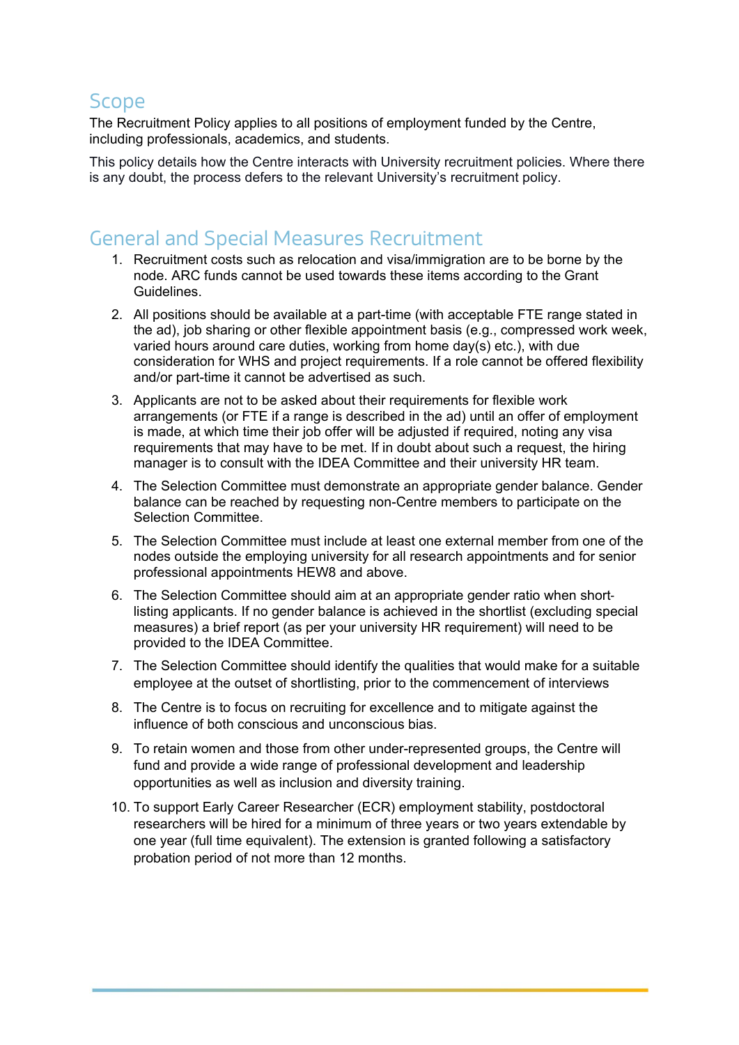## Scope

The Recruitment Policy applies to all positions of employment funded by the Centre, including professionals, academics, and students.

This policy details how the Centre interacts with University recruitment policies. Where there is any doubt, the process defers to the relevant University's recruitment policy.

## General and Special Measures Recruitment

1. Recruitment costs such as relocation and visa/immigration are to be borne by the node. ARC funds cannot be used towards these items according to the Grant Guidelines.
2. All positions should be available at a part-time (with acceptable FTE range stated in the ad), job sharing or other flexible appointment basis (e.g., compressed work week, varied hours around care duties, working from home day(s) etc.), with due consideration for WHS and project requirements. If a role cannot be offered flexibility and/or part-time it cannot be advertised as such.
3. Applicants are not to be asked about their requirements for flexible work arrangements (or FTE if a range is described in the ad) until an offer of employment is made, at which time their job offer will be adjusted if required, noting any visa requirements that may have to be met. If in doubt about such a request, the hiring manager is to consult with the IDEA Committee and their university HR team.
4. The Selection Committee must demonstrate an appropriate gender balance. Gender balance can be reached by requesting non-Centre members to participate on the Selection Committee.
5. The Selection Committee must include at least one external member from one of the nodes outside the employing university for all research appointments and for senior professional appointments HEW8 and above.
6. The Selection Committee should aim at an appropriate gender ratio when short-listing applicants. If no gender balance is achieved in the shortlist (excluding special measures) a brief report (as per your university HR requirement) will need to be provided to the IDEA Committee.
7. The Selection Committee should identify the qualities that would make for a suitable employee at the outset of shortlisting, prior to the commencement of interviews
8. The Centre is to focus on recruiting for excellence and to mitigate against the influence of both conscious and unconscious bias.
9. To retain women and those from other under-represented groups, the Centre will fund and provide a wide range of professional development and leadership opportunities as well as inclusion and diversity training.
10. To support Early Career Researcher (ECR) employment stability, postdoctoral researchers will be hired for a minimum of three years or two years extendable by one year (full time equivalent). The extension is granted following a satisfactory probation period of not more than 12 months.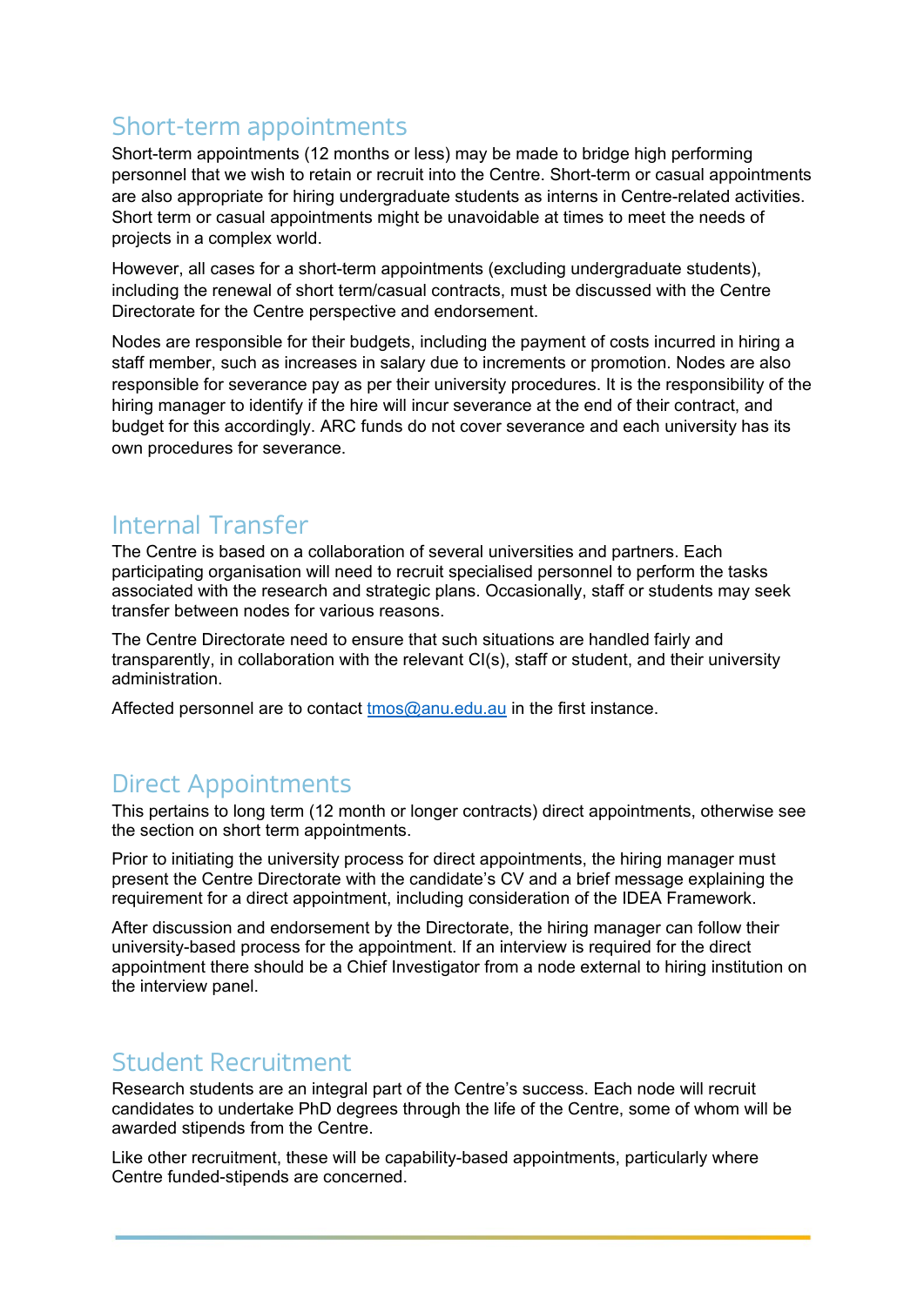## Short-term appointments

Short-term appointments (12 months or less) may be made to bridge high performing personnel that we wish to retain or recruit into the Centre. Short-term or casual appointments are also appropriate for hiring undergraduate students as interns in Centre-related activities. Short term or casual appointments might be unavoidable at times to meet the needs of projects in a complex world.

However, all cases for a short-term appointments (excluding undergraduate students), including the renewal of short term/casual contracts, must be discussed with the Centre Directorate for the Centre perspective and endorsement.

Nodes are responsible for their budgets, including the payment of costs incurred in hiring a staff member, such as increases in salary due to increments or promotion. Nodes are also responsible for severance pay as per their university procedures. It is the responsibility of the hiring manager to identify if the hire will incur severance at the end of their contract, and budget for this accordingly. ARC funds do not cover severance and each university has its own procedures for severance.

## Internal Transfer

The Centre is based on a collaboration of several universities and partners. Each participating organisation will need to recruit specialised personnel to perform the tasks associated with the research and strategic plans. Occasionally, staff or students may seek transfer between nodes for various reasons.

The Centre Directorate need to ensure that such situations are handled fairly and transparently, in collaboration with the relevant CI(s), staff or student, and their university administration.

Affected personnel are to contact [tmos@anu.edu.au](mailto:tmos@anu.edu.au) in the first instance.

## Direct Appointments

This pertains to long term (12 month or longer contracts) direct appointments, otherwise see the section on short term appointments.

Prior to initiating the university process for direct appointments, the hiring manager must present the Centre Directorate with the candidate's CV and a brief message explaining the requirement for a direct appointment, including consideration of the IDEA Framework.

After discussion and endorsement by the Directorate, the hiring manager can follow their university-based process for the appointment. If an interview is required for the direct appointment there should be a Chief Investigator from a node external to hiring institution on the interview panel.

## Student Recruitment

Research students are an integral part of the Centre's success. Each node will recruit candidates to undertake PhD degrees through the life of the Centre, some of whom will be awarded stipends from the Centre.

Like other recruitment, these will be capability-based appointments, particularly where Centre funded-stipends are concerned.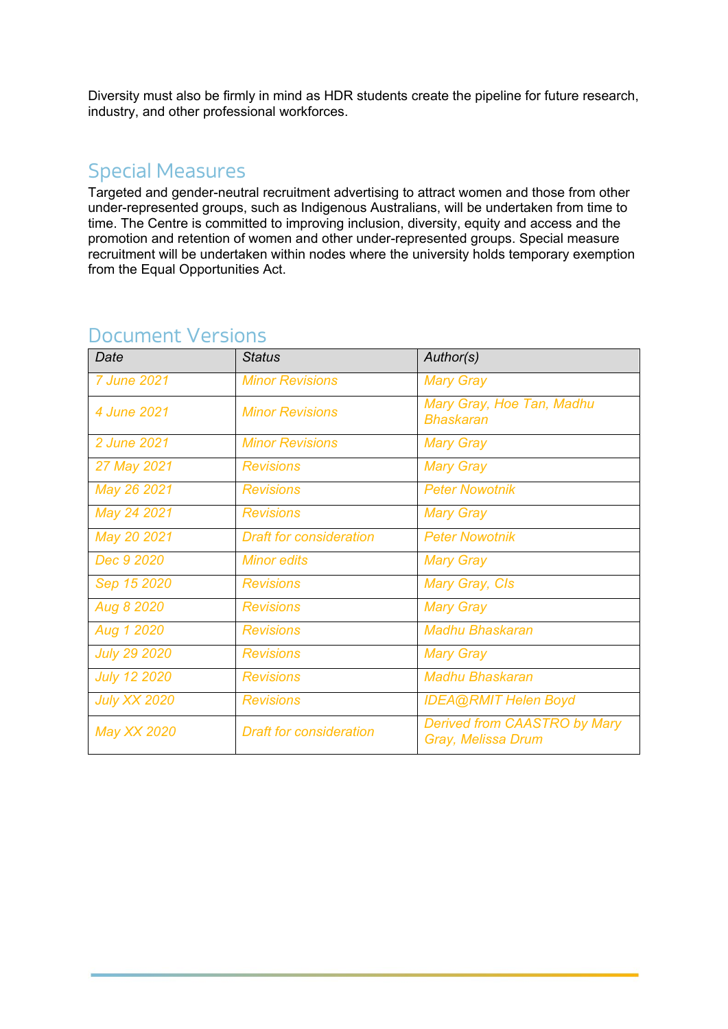Diversity must also be firmly in mind as HDR students create the pipeline for future research, industry, and other professional workforces.

## Special Measures

Targeted and gender-neutral recruitment advertising to attract women and those from other under-represented groups, such as Indigenous Australians, will be undertaken from time to time. The Centre is committed to improving inclusion, diversity, equity and access and the promotion and retention of women and other under-represented groups. Special measure recruitment will be undertaken within nodes where the university holds temporary exemption from the Equal Opportunities Act.

## Document Versions

| *Date* | *Status* | *Author(s)* |
|---|---|---|
| *7 June 2021* | *Minor Revisions* | *Mary Gray* |
| *4 June 2021* | *Minor Revisions* | *Mary Gray, Hoe Tan, Madhu Bhaskaran* |
| *2 June 2021* | *Minor Revisions* | *Mary Gray* |
| *27 May 2021* | *Revisions* | *Mary Gray* |
| *May 26 2021* | *Revisions* | *Peter Nowotnik* |
| *May 24 2021* | *Revisions* | *Mary Gray* |
| *May 20 2021* | *Draft for consideration* | *Peter Nowotnik* |
| *Dec 9 2020* | *Minor edits* | *Mary Gray* |
| *Sep 15 2020* | *Revisions* | *Mary Gray, CIs* |
| *Aug 8 2020* | *Revisions* | *Mary Gray* |
| *Aug 1 2020* | *Revisions* | *Madhu Bhaskaran* |
| *July 29 2020* | *Revisions* | *Mary Gray* |
| *July 12 2020* | *Revisions* | *Madhu Bhaskaran* |
| *July XX 2020* | *Revisions* | *IDEA@RMIT Helen Boyd* |
| *May XX 2020* | *Draft for consideration* | *Derived from CAASTRO by Mary Gray, Melissa Drum* |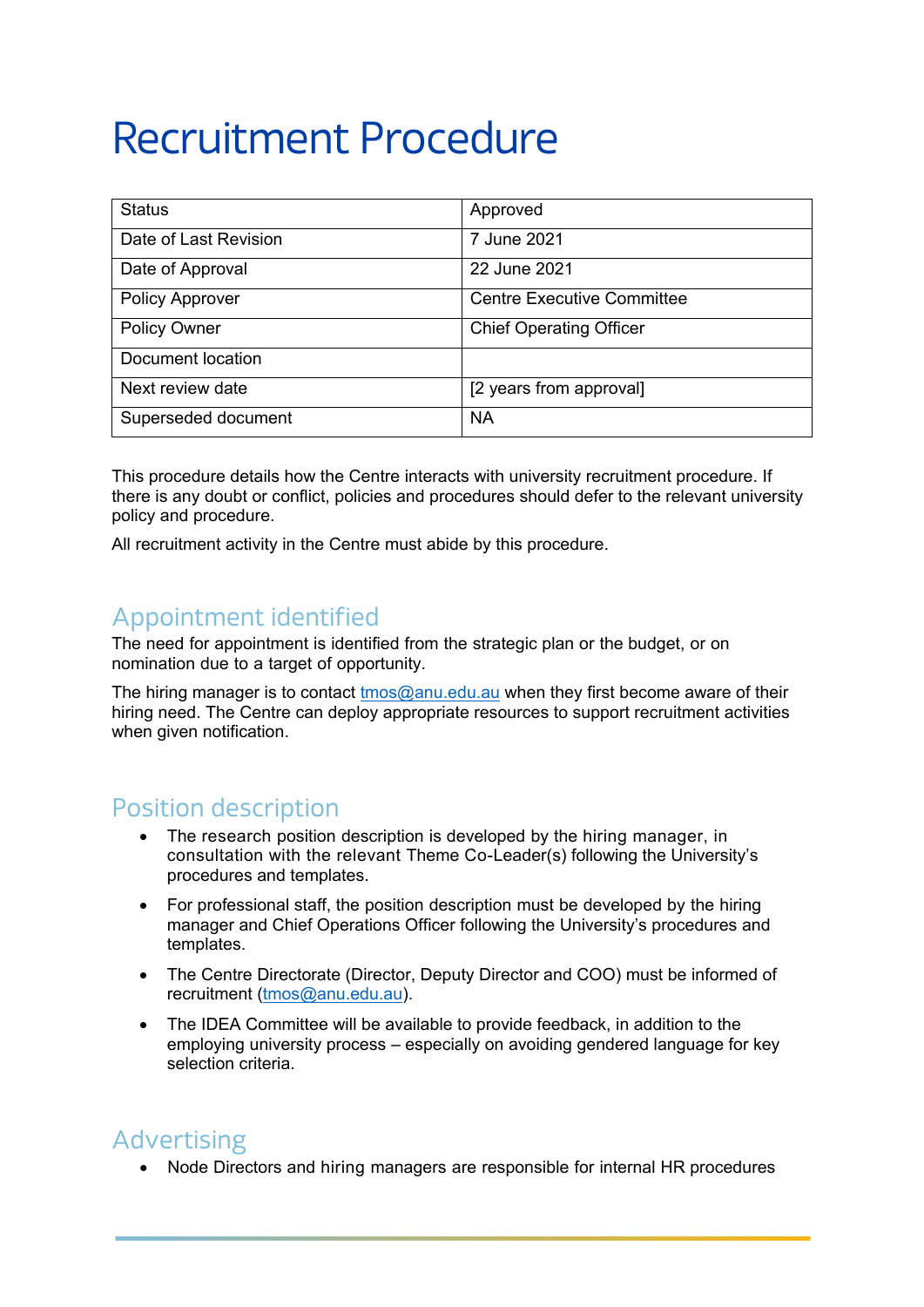# Recruitment Procedure

| Status | Approved |
|---|---|
| Date of Last Revision | 7 June 2021 |
| Date of Approval | 22 June 2021 |
| Policy Approver | Centre Executive Committee |
| Policy Owner | Chief Operating Officer |
| Document location | |
| Next review date | [2 years from approval] |
| Superseded document | NA |

This procedure details how the Centre interacts with university recruitment procedure. If there is any doubt or conflict, policies and procedures should defer to the relevant university policy and procedure.

All recruitment activity in the Centre must abide by this procedure.

## Appointment identified

The need for appointment is identified from the strategic plan or the budget, or on nomination due to a target of opportunity.

The hiring manager is to contact tmos@anu.edu.au when they first become aware of their hiring need. The Centre can deploy appropriate resources to support recruitment activities when given notification.

## Position description

- The research position description is developed by the hiring manager, in consultation with the relevant Theme Co-Leader(s) following the University's procedures and templates.
- For professional staff, the position description must be developed by the hiring manager and Chief Operations Officer following the University's procedures and templates.
- The Centre Directorate (Director, Deputy Director and COO) must be informed of recruitment (tmos@anu.edu.au).
- The IDEA Committee will be available to provide feedback, in addition to the employing university process – especially on avoiding gendered language for key selection criteria.

## Advertising

- Node Directors and hiring managers are responsible for internal HR procedures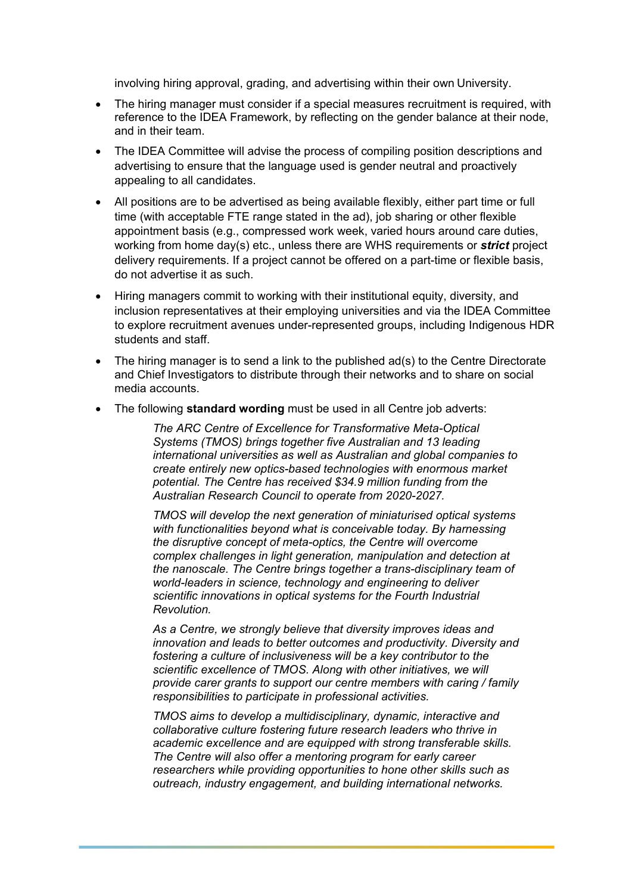involving hiring approval, grading, and advertising within their own University.

- The hiring manager must consider if a special measures recruitment is required, with reference to the IDEA Framework, by reflecting on the gender balance at their node, and in their team.
- The IDEA Committee will advise the process of compiling position descriptions and advertising to ensure that the language used is gender neutral and proactively appealing to all candidates.
- All positions are to be advertised as being available flexibly, either part time or full time (with acceptable FTE range stated in the ad), job sharing or other flexible appointment basis (e.g., compressed work week, varied hours around care duties, working from home day(s) etc., unless there are WHS requirements or ***strict*** project delivery requirements. If a project cannot be offered on a part-time or flexible basis, do not advertise it as such.
- Hiring managers commit to working with their institutional equity, diversity, and inclusion representatives at their employing universities and via the IDEA Committee to explore recruitment avenues under-represented groups, including Indigenous HDR students and staff.
- The hiring manager is to send a link to the published ad(s) to the Centre Directorate and Chief Investigators to distribute through their networks and to share on social media accounts.
- The following **standard wording** must be used in all Centre job adverts:

  *The ARC Centre of Excellence for Transformative Meta-Optical Systems (TMOS) brings together five Australian and 13 leading international universities as well as Australian and global companies to create entirely new optics-based technologies with enormous market potential. The Centre has received $34.9 million funding from the Australian Research Council to operate from 2020-2027.*

  *TMOS will develop the next generation of miniaturised optical systems with functionalities beyond what is conceivable today. By harnessing the disruptive concept of meta-optics, the Centre will overcome complex challenges in light generation, manipulation and detection at the nanoscale. The Centre brings together a trans-disciplinary team of world-leaders in science, technology and engineering to deliver scientific innovations in optical systems for the Fourth Industrial Revolution.*

  *As a Centre, we strongly believe that diversity improves ideas and innovation and leads to better outcomes and productivity. Diversity and fostering a culture of inclusiveness will be a key contributor to the scientific excellence of TMOS. Along with other initiatives, we will provide carer grants to support our centre members with caring / family responsibilities to participate in professional activities.*

  *TMOS aims to develop a multidisciplinary, dynamic, interactive and collaborative culture fostering future research leaders who thrive in academic excellence and are equipped with strong transferable skills. The Centre will also offer a mentoring program for early career researchers while providing opportunities to hone other skills such as outreach, industry engagement, and building international networks.*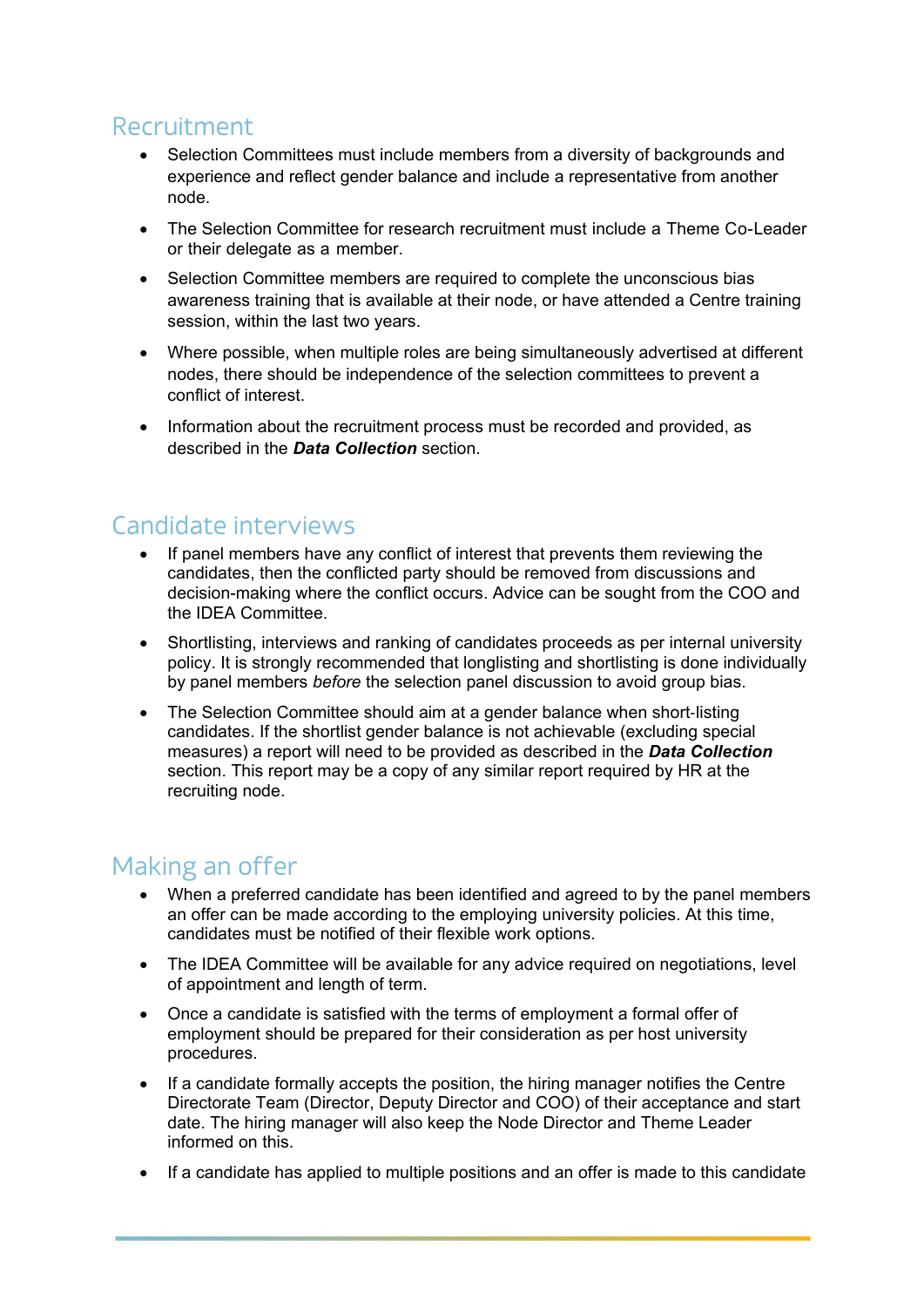## Recruitment

- Selection Committees must include members from a diversity of backgrounds and experience and reflect gender balance and include a representative from another node.
- The Selection Committee for research recruitment must include a Theme Co-Leader or their delegate as a member.
- Selection Committee members are required to complete the unconscious bias awareness training that is available at their node, or have attended a Centre training session, within the last two years.
- Where possible, when multiple roles are being simultaneously advertised at different nodes, there should be independence of the selection committees to prevent a conflict of interest.
- Information about the recruitment process must be recorded and provided, as described in the ***Data Collection*** section.

## Candidate interviews

- If panel members have any conflict of interest that prevents them reviewing the candidates, then the conflicted party should be removed from discussions and decision-making where the conflict occurs. Advice can be sought from the COO and the IDEA Committee.
- Shortlisting, interviews and ranking of candidates proceeds as per internal university policy. It is strongly recommended that longlisting and shortlisting is done individually by panel members *before* the selection panel discussion to avoid group bias.
- The Selection Committee should aim at a gender balance when short-listing candidates. If the shortlist gender balance is not achievable (excluding special measures) a report will need to be provided as described in the ***Data Collection*** section. This report may be a copy of any similar report required by HR at the recruiting node.

## Making an offer

- When a preferred candidate has been identified and agreed to by the panel members an offer can be made according to the employing university policies. At this time, candidates must be notified of their flexible work options.
- The IDEA Committee will be available for any advice required on negotiations, level of appointment and length of term.
- Once a candidate is satisfied with the terms of employment a formal offer of employment should be prepared for their consideration as per host university procedures.
- If a candidate formally accepts the position, the hiring manager notifies the Centre Directorate Team (Director, Deputy Director and COO) of their acceptance and start date. The hiring manager will also keep the Node Director and Theme Leader informed on this.
- If a candidate has applied to multiple positions and an offer is made to this candidate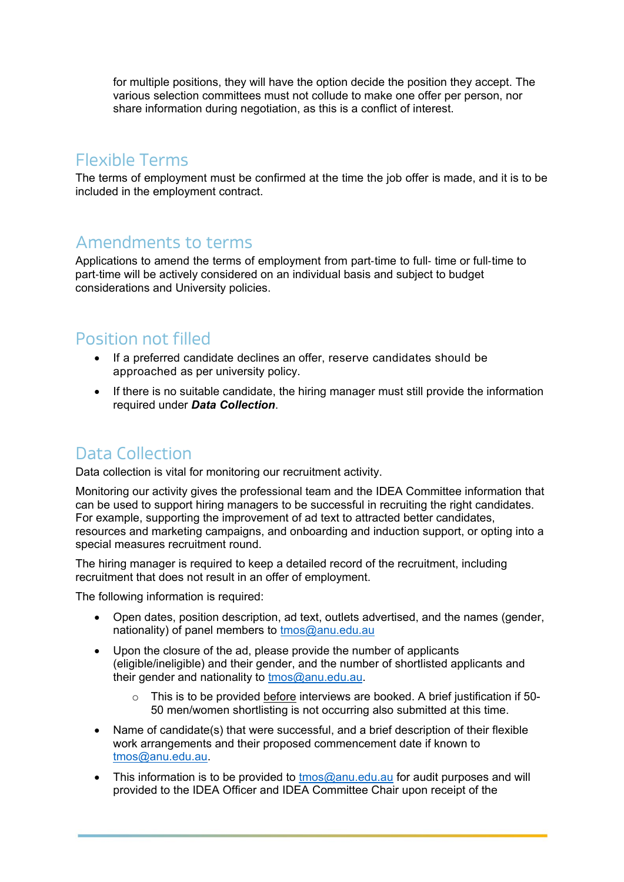for multiple positions, they will have the option decide the position they accept. The various selection committees must not collude to make one offer per person, nor share information during negotiation, as this is a conflict of interest.

## Flexible Terms

The terms of employment must be confirmed at the time the job offer is made, and it is to be included in the employment contract.

## Amendments to terms

Applications to amend the terms of employment from part-time to full- time or full-time to part-time will be actively considered on an individual basis and subject to budget considerations and University policies.

## Position not filled

- If a preferred candidate declines an offer, reserve candidates should be approached as per university policy.
- If there is no suitable candidate, the hiring manager must still provide the information required under ***Data Collection***.

## Data Collection

Data collection is vital for monitoring our recruitment activity.

Monitoring our activity gives the professional team and the IDEA Committee information that can be used to support hiring managers to be successful in recruiting the right candidates. For example, supporting the improvement of ad text to attracted better candidates, resources and marketing campaigns, and onboarding and induction support, or opting into a special measures recruitment round.

The hiring manager is required to keep a detailed record of the recruitment, including recruitment that does not result in an offer of employment.

The following information is required:

- Open dates, position description, ad text, outlets advertised, and the names (gender, nationality) of panel members to tmos@anu.edu.au
- Upon the closure of the ad, please provide the number of applicants (eligible/ineligible) and their gender, and the number of shortlisted applicants and their gender and nationality to tmos@anu.edu.au.
    - This is to be provided before interviews are booked. A brief justification if 50-50 men/women shortlisting is not occurring also submitted at this time.
- Name of candidate(s) that were successful, and a brief description of their flexible work arrangements and their proposed commencement date if known to tmos@anu.edu.au.
- This information is to be provided to tmos@anu.edu.au for audit purposes and will provided to the IDEA Officer and IDEA Committee Chair upon receipt of the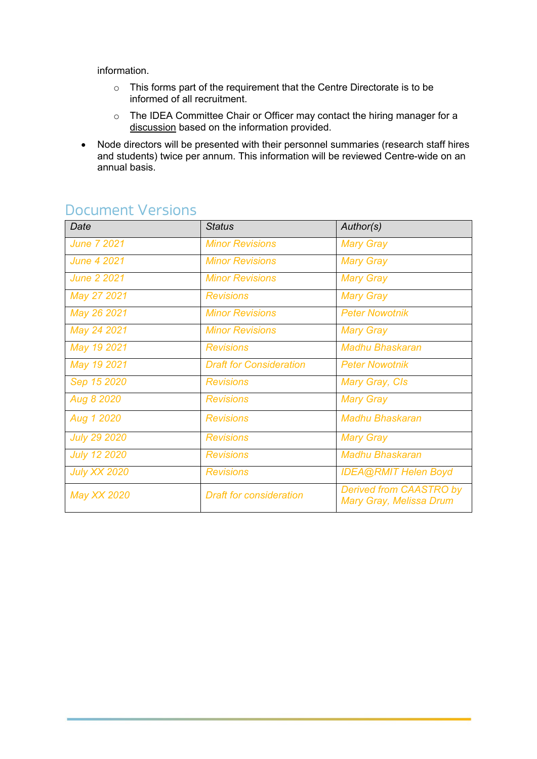information.

  - This forms part of the requirement that the Centre Directorate is to be informed of all recruitment.
  - The IDEA Committee Chair or Officer may contact the hiring manager for a discussion based on the information provided.

- Node directors will be presented with their personnel summaries (research staff hires and students) twice per annum. This information will be reviewed Centre-wide on an annual basis.

## Document Versions

| *Date* | *Status* | *Author(s)* |
|---|---|---|
| *June 7 2021* | *Minor Revisions* | *Mary Gray* |
| *June 4 2021* | *Minor Revisions* | *Mary Gray* |
| *June 2 2021* | *Minor Revisions* | *Mary Gray* |
| *May 27 2021* | *Revisions* | *Mary Gray* |
| *May 26 2021* | *Minor Revisions* | *Peter Nowotnik* |
| *May 24 2021* | *Minor Revisions* | *Mary Gray* |
| *May 19 2021* | *Revisions* | *Madhu Bhaskaran* |
| *May 19 2021* | *Draft for Consideration* | *Peter Nowotnik* |
| *Sep 15 2020* | *Revisions* | *Mary Gray, CIs* |
| *Aug 8 2020* | *Revisions* | *Mary Gray* |
| *Aug 1 2020* | *Revisions* | *Madhu Bhaskaran* |
| *July 29 2020* | *Revisions* | *Mary Gray* |
| *July 12 2020* | *Revisions* | *Madhu Bhaskaran* |
| *July XX 2020* | *Revisions* | *IDEA@RMIT Helen Boyd* |
| *May XX 2020* | *Draft for consideration* | *Derived from CAASTRO by Mary Gray, Melissa Drum* |